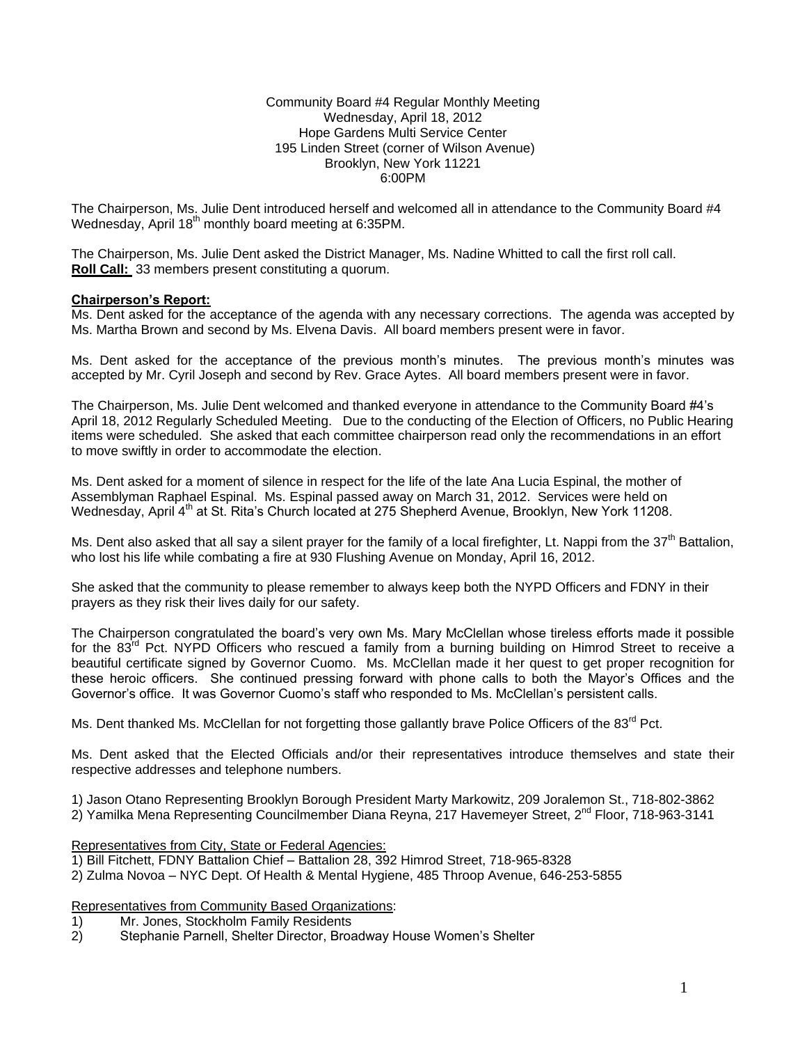Community Board #4 Regular Monthly Meeting
Wednesday, April 18, 2012
Hope Gardens Multi Service Center
195 Linden Street (corner of Wilson Avenue)
Brooklyn, New York 11221
6:00PM

The Chairperson, Ms. Julie Dent introduced herself and welcomed all in attendance to the Community Board #4 Wednesday, April 18th monthly board meeting at 6:35PM.

The Chairperson, Ms. Julie Dent asked the District Manager, Ms. Nadine Whitted to call the first roll call.
**Roll Call:** 33 members present constituting a quorum.

**Chairperson's Report:**
Ms. Dent asked for the acceptance of the agenda with any necessary corrections. The agenda was accepted by Ms. Martha Brown and second by Ms. Elvena Davis. All board members present were in favor.

Ms. Dent asked for the acceptance of the previous month's minutes. The previous month's minutes was accepted by Mr. Cyril Joseph and second by Rev. Grace Aytes. All board members present were in favor.

The Chairperson, Ms. Julie Dent welcomed and thanked everyone in attendance to the Community Board #4's April 18, 2012 Regularly Scheduled Meeting. Due to the conducting of the Election of Officers, no Public Hearing items were scheduled. She asked that each committee chairperson read only the recommendations in an effort to move swiftly in order to accommodate the election.

Ms. Dent asked for a moment of silence in respect for the life of the late Ana Lucia Espinal, the mother of Assemblyman Raphael Espinal. Ms. Espinal passed away on March 31, 2012. Services were held on Wednesday, April 4th at St. Rita's Church located at 275 Shepherd Avenue, Brooklyn, New York 11208.

Ms. Dent also asked that all say a silent prayer for the family of a local firefighter, Lt. Nappi from the 37th Battalion, who lost his life while combating a fire at 930 Flushing Avenue on Monday, April 16, 2012.

She asked that the community to please remember to always keep both the NYPD Officers and FDNY in their prayers as they risk their lives daily for our safety.

The Chairperson congratulated the board's very own Ms. Mary McClellan whose tireless efforts made it possible for the 83rd Pct. NYPD Officers who rescued a family from a burning building on Himrod Street to receive a beautiful certificate signed by Governor Cuomo. Ms. McClellan made it her quest to get proper recognition for these heroic officers. She continued pressing forward with phone calls to both the Mayor's Offices and the Governor's office. It was Governor Cuomo's staff who responded to Ms. McClellan's persistent calls.

Ms. Dent thanked Ms. McClellan for not forgetting those gallantly brave Police Officers of the 83rd Pct.

Ms. Dent asked that the Elected Officials and/or their representatives introduce themselves and state their respective addresses and telephone numbers.

1) Jason Otano Representing Brooklyn Borough President Marty Markowitz, 209 Joralemon St., 718-802-3862
2) Yamilka Mena Representing Councilmember Diana Reyna, 217 Havemeyer Street, 2nd Floor, 718-963-3141

Representatives from City, State or Federal Agencies:
1) Bill Fitchett, FDNY Battalion Chief – Battalion 28, 392 Himrod Street, 718-965-8328
2) Zulma Novoa – NYC Dept. Of Health & Mental Hygiene, 485 Throop Avenue, 646-253-5855

Representatives from Community Based Organizations:
1) Mr. Jones, Stockholm Family Residents
2) Stephanie Parnell, Shelter Director, Broadway House Women's Shelter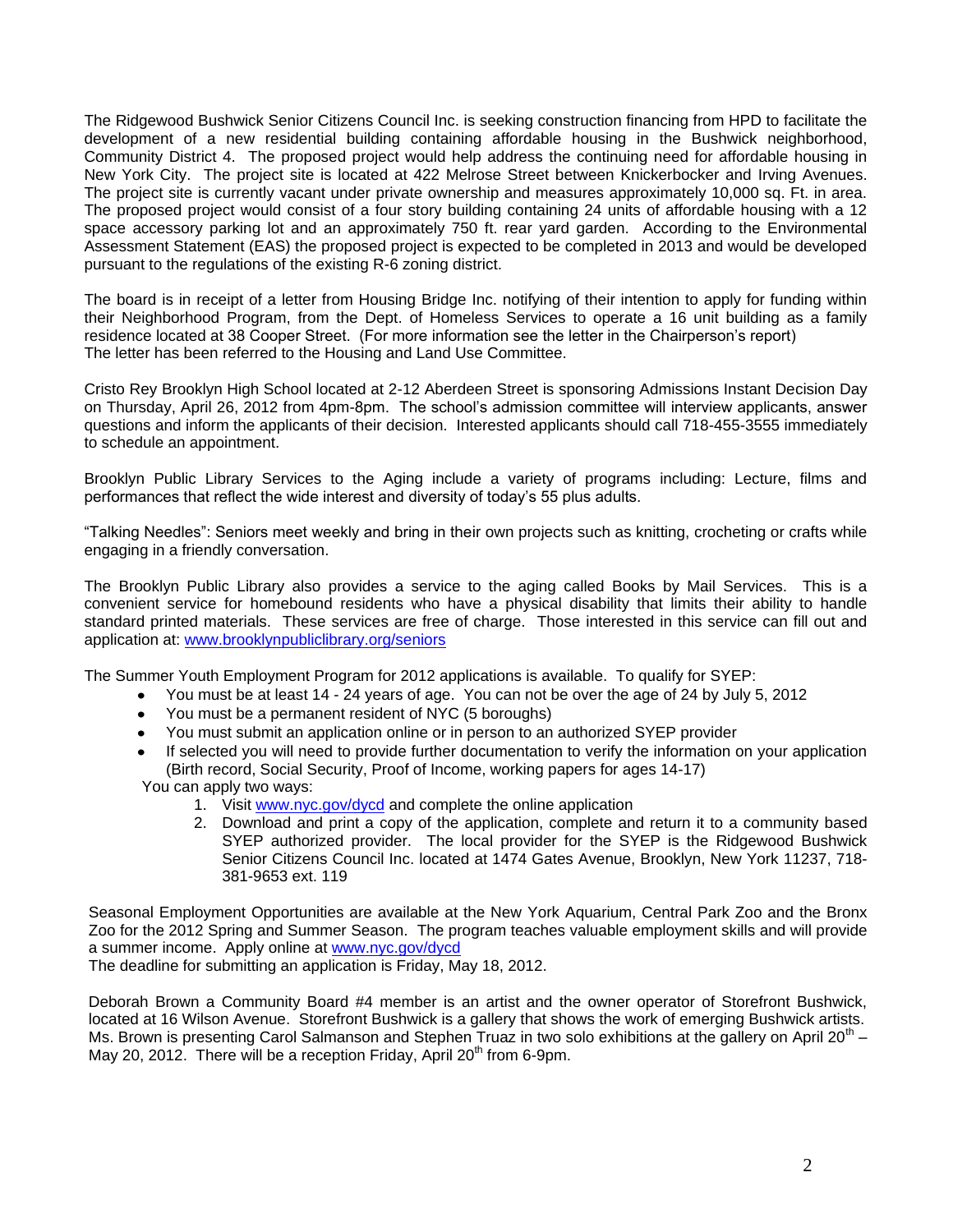The Ridgewood Bushwick Senior Citizens Council Inc. is seeking construction financing from HPD to facilitate the development of a new residential building containing affordable housing in the Bushwick neighborhood, Community District 4. The proposed project would help address the continuing need for affordable housing in New York City. The project site is located at 422 Melrose Street between Knickerbocker and Irving Avenues. The project site is currently vacant under private ownership and measures approximately 10,000 sq. Ft. in area. The proposed project would consist of a four story building containing 24 units of affordable housing with a 12 space accessory parking lot and an approximately 750 ft. rear yard garden. According to the Environmental Assessment Statement (EAS) the proposed project is expected to be completed in 2013 and would be developed pursuant to the regulations of the existing R-6 zoning district.

The board is in receipt of a letter from Housing Bridge Inc. notifying of their intention to apply for funding within their Neighborhood Program, from the Dept. of Homeless Services to operate a 16 unit building as a family residence located at 38 Cooper Street. (For more information see the letter in the Chairperson's report)
The letter has been referred to the Housing and Land Use Committee.

Cristo Rey Brooklyn High School located at 2-12 Aberdeen Street is sponsoring Admissions Instant Decision Day on Thursday, April 26, 2012 from 4pm-8pm. The school's admission committee will interview applicants, answer questions and inform the applicants of their decision. Interested applicants should call 718-455-3555 immediately to schedule an appointment.

Brooklyn Public Library Services to the Aging include a variety of programs including: Lecture, films and performances that reflect the wide interest and diversity of today's 55 plus adults.

"Talking Needles": Seniors meet weekly and bring in their own projects such as knitting, crocheting or crafts while engaging in a friendly conversation.

The Brooklyn Public Library also provides a service to the aging called Books by Mail Services. This is a convenient service for homebound residents who have a physical disability that limits their ability to handle standard printed materials. These services are free of charge. Those interested in this service can fill out and application at: [www.brooklynpubliclibrary.org/seniors](http://www.brooklynpubliclibrary.org/seniors)

The Summer Youth Employment Program for 2012 applications is available. To qualify for SYEP:

- You must be at least 14 - 24 years of age. You can not be over the age of 24 by July 5, 2012
- You must be a permanent resident of NYC (5 boroughs)
- You must submit an application online or in person to an authorized SYEP provider
- If selected you will need to provide further documentation to verify the information on your application (Birth record, Social Security, Proof of Income, working papers for ages 14-17)

You can apply two ways:

1. Visit [www.nyc.gov/dycd](http://www.nyc.gov/dycd) and complete the online application
2. Download and print a copy of the application, complete and return it to a community based SYEP authorized provider. The local provider for the SYEP is the Ridgewood Bushwick Senior Citizens Council Inc. located at 1474 Gates Avenue, Brooklyn, New York 11237, 718-381-9653 ext. 119

Seasonal Employment Opportunities are available at the New York Aquarium, Central Park Zoo and the Bronx Zoo for the 2012 Spring and Summer Season. The program teaches valuable employment skills and will provide a summer income. Apply online at [www.nyc.gov/dycd](http://www.nyc.gov/dycd)
The deadline for submitting an application is Friday, May 18, 2012.

Deborah Brown a Community Board #4 member is an artist and the owner operator of Storefront Bushwick, located at 16 Wilson Avenue. Storefront Bushwick is a gallery that shows the work of emerging Bushwick artists. Ms. Brown is presenting Carol Salmanson and Stephen Truaz in two solo exhibitions at the gallery on April 20th – May 20, 2012. There will be a reception Friday, April 20th from 6-9pm.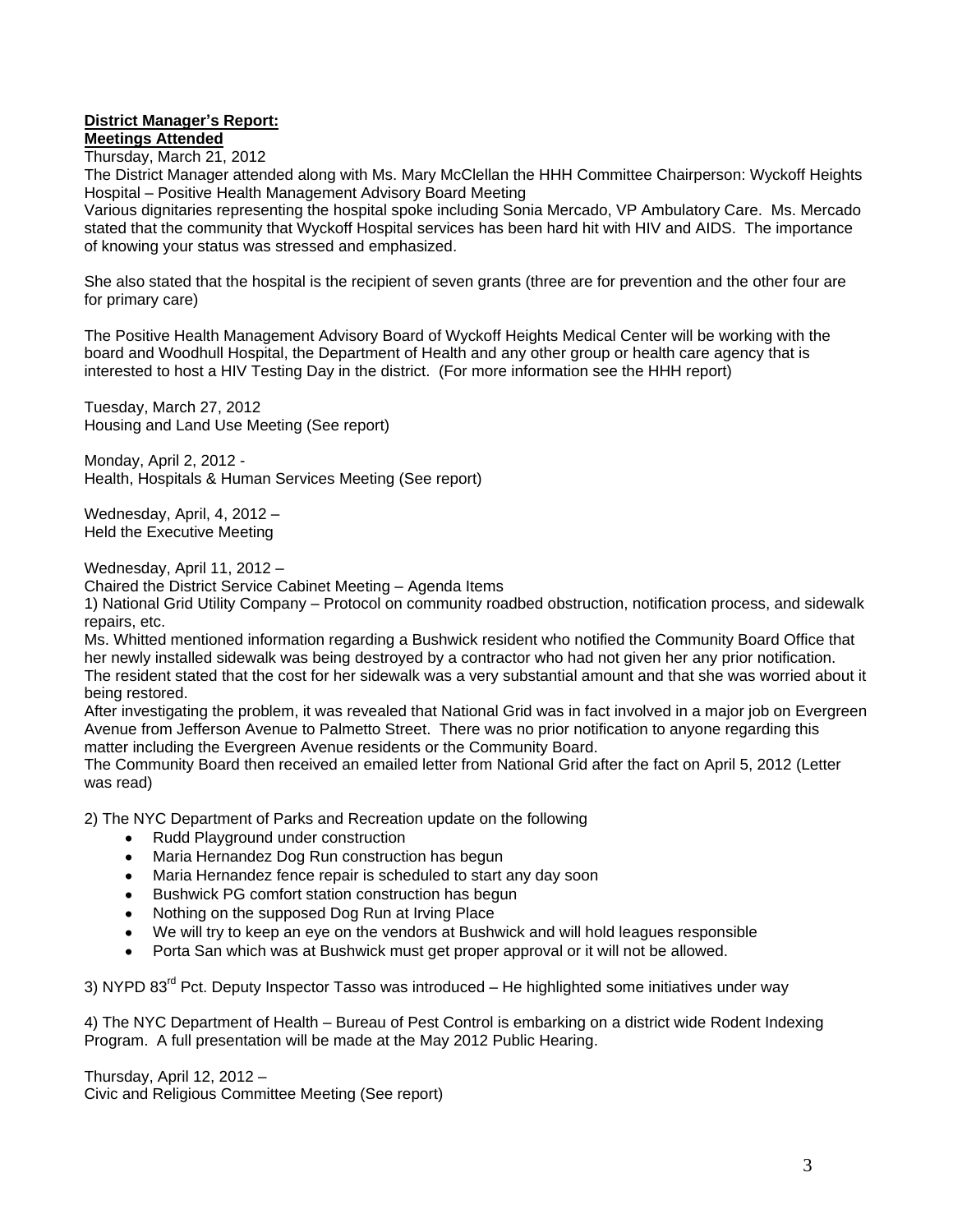**District Manager's Report:**
**Meetings Attended**

Thursday, March 21, 2012

The District Manager attended along with Ms. Mary McClellan the HHH Committee Chairperson: Wyckoff Heights Hospital – Positive Health Management Advisory Board Meeting

Various dignitaries representing the hospital spoke including Sonia Mercado, VP Ambulatory Care. Ms. Mercado stated that the community that Wyckoff Hospital services has been hard hit with HIV and AIDS. The importance of knowing your status was stressed and emphasized.

She also stated that the hospital is the recipient of seven grants (three are for prevention and the other four are for primary care)

The Positive Health Management Advisory Board of Wyckoff Heights Medical Center will be working with the board and Woodhull Hospital, the Department of Health and any other group or health care agency that is interested to host a HIV Testing Day in the district. (For more information see the HHH report)

Tuesday, March 27, 2012
Housing and Land Use Meeting (See report)

Monday, April 2, 2012 -
Health, Hospitals & Human Services Meeting (See report)

Wednesday, April, 4, 2012 –
Held the Executive Meeting

Wednesday, April 11, 2012 –
Chaired the District Service Cabinet Meeting – Agenda Items

1) National Grid Utility Company – Protocol on community roadbed obstruction, notification process, and sidewalk repairs, etc.

Ms. Whitted mentioned information regarding a Bushwick resident who notified the Community Board Office that her newly installed sidewalk was being destroyed by a contractor who had not given her any prior notification. The resident stated that the cost for her sidewalk was a very substantial amount and that she was worried about it being restored.

After investigating the problem, it was revealed that National Grid was in fact involved in a major job on Evergreen Avenue from Jefferson Avenue to Palmetto Street. There was no prior notification to anyone regarding this matter including the Evergreen Avenue residents or the Community Board.

The Community Board then received an emailed letter from National Grid after the fact on April 5, 2012 (Letter was read)

2) The NYC Department of Parks and Recreation update on the following

- Rudd Playground under construction
- Maria Hernandez Dog Run construction has begun
- Maria Hernandez fence repair is scheduled to start any day soon
- Bushwick PG comfort station construction has begun
- Nothing on the supposed Dog Run at Irving Place
- We will try to keep an eye on the vendors at Bushwick and will hold leagues responsible
- Porta San which was at Bushwick must get proper approval or it will not be allowed.

3) NYPD 83rd Pct. Deputy Inspector Tasso was introduced – He highlighted some initiatives under way

4) The NYC Department of Health – Bureau of Pest Control is embarking on a district wide Rodent Indexing Program. A full presentation will be made at the May 2012 Public Hearing.

Thursday, April 12, 2012 –
Civic and Religious Committee Meeting (See report)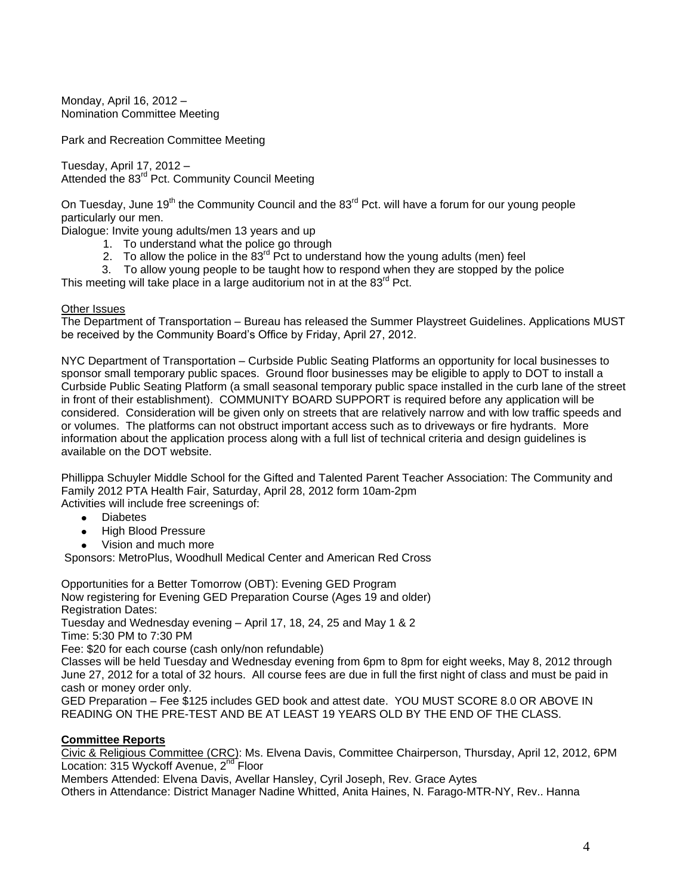Monday, April 16, 2012 –
Nomination Committee Meeting

Park and Recreation Committee Meeting

Tuesday, April 17, 2012 –
Attended the 83rd Pct. Community Council Meeting

On Tuesday, June 19th the Community Council and the 83rd Pct. will have a forum for our young people particularly our men.

Dialogue: Invite young adults/men 13 years and up

1. To understand what the police go through
2. To allow the police in the 83rd Pct to understand how the young adults (men) feel
3. To allow young people to be taught how to respond when they are stopped by the police

This meeting will take place in a large auditorium not in at the 83rd Pct.

Other Issues

The Department of Transportation – Bureau has released the Summer Playstreet Guidelines. Applications MUST be received by the Community Board's Office by Friday, April 27, 2012.

NYC Department of Transportation – Curbside Public Seating Platforms an opportunity for local businesses to sponsor small temporary public spaces. Ground floor businesses may be eligible to apply to DOT to install a Curbside Public Seating Platform (a small seasonal temporary public space installed in the curb lane of the street in front of their establishment). COMMUNITY BOARD SUPPORT is required before any application will be considered. Consideration will be given only on streets that are relatively narrow and with low traffic speeds and or volumes. The platforms can not obstruct important access such as to driveways or fire hydrants. More information about the application process along with a full list of technical criteria and design guidelines is available on the DOT website.

Phillippa Schuyler Middle School for the Gifted and Talented Parent Teacher Association: The Community and Family 2012 PTA Health Fair, Saturday, April 28, 2012 form 10am-2pm

Activities will include free screenings of:

- Diabetes
- High Blood Pressure
- Vision and much more

Sponsors: MetroPlus, Woodhull Medical Center and American Red Cross

Opportunities for a Better Tomorrow (OBT): Evening GED Program
Now registering for Evening GED Preparation Course (Ages 19 and older)
Registration Dates:
Tuesday and Wednesday evening – April 17, 18, 24, 25 and May 1 & 2
Time: 5:30 PM to 7:30 PM
Fee: $20 for each course (cash only/non refundable)
Classes will be held Tuesday and Wednesday evening from 6pm to 8pm for eight weeks, May 8, 2012 through June 27, 2012 for a total of 32 hours. All course fees are due in full the first night of class and must be paid in cash or money order only.
GED Preparation – Fee $125 includes GED book and attest date. YOU MUST SCORE 8.0 OR ABOVE IN READING ON THE PRE-TEST AND BE AT LEAST 19 YEARS OLD BY THE END OF THE CLASS.

**Committee Reports**

Civic & Religious Committee (CRC): Ms. Elvena Davis, Committee Chairperson, Thursday, April 12, 2012, 6PM
Location: 315 Wyckoff Avenue, 2nd Floor
Members Attended: Elvena Davis, Avellar Hansley, Cyril Joseph, Rev. Grace Aytes
Others in Attendance: District Manager Nadine Whitted, Anita Haines, N. Farago-MTR-NY, Rev.. Hanna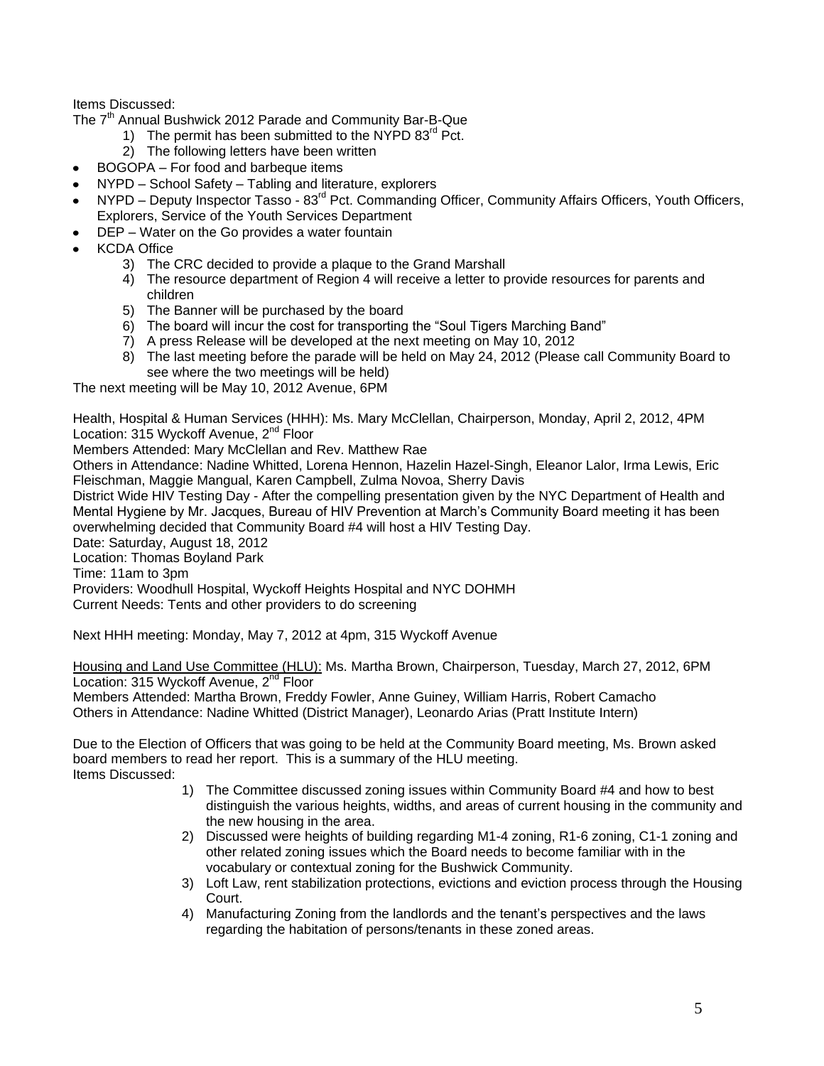Items Discussed:

The 7th Annual Bushwick 2012 Parade and Community Bar-B-Que

1) The permit has been submitted to the NYPD 83rd Pct.
2) The following letters have been written

- BOGOPA – For food and barbeque items
- NYPD – School Safety – Tabling and literature, explorers
- NYPD – Deputy Inspector Tasso - 83rd Pct. Commanding Officer, Community Affairs Officers, Youth Officers, Explorers, Service of the Youth Services Department
- DEP – Water on the Go provides a water fountain
- KCDA Office

3) The CRC decided to provide a plaque to the Grand Marshall
4) The resource department of Region 4 will receive a letter to provide resources for parents and children
5) The Banner will be purchased by the board
6) The board will incur the cost for transporting the "Soul Tigers Marching Band"
7) A press Release will be developed at the next meeting on May 10, 2012
8) The last meeting before the parade will be held on May 24, 2012 (Please call Community Board to see where the two meetings will be held)

The next meeting will be May 10, 2012 Avenue, 6PM

Health, Hospital & Human Services (HHH): Ms. Mary McClellan, Chairperson, Monday, April 2, 2012, 4PM
Location: 315 Wyckoff Avenue, 2nd Floor
Members Attended: Mary McClellan and Rev. Matthew Rae
Others in Attendance: Nadine Whitted, Lorena Hennon, Hazelin Hazel-Singh, Eleanor Lalor, Irma Lewis, Eric Fleischman, Maggie Mangual, Karen Campbell, Zulma Novoa, Sherry Davis
District Wide HIV Testing Day - After the compelling presentation given by the NYC Department of Health and Mental Hygiene by Mr. Jacques, Bureau of HIV Prevention at March's Community Board meeting it has been overwhelming decided that Community Board #4 will host a HIV Testing Day.
Date: Saturday, August 18, 2012
Location: Thomas Boyland Park
Time: 11am to 3pm
Providers: Woodhull Hospital, Wyckoff Heights Hospital and NYC DOHMH
Current Needs: Tents and other providers to do screening

Next HHH meeting: Monday, May 7, 2012 at 4pm, 315 Wyckoff Avenue

Housing and Land Use Committee (HLU): Ms. Martha Brown, Chairperson, Tuesday, March 27, 2012, 6PM
Location: 315 Wyckoff Avenue, 2nd Floor
Members Attended: Martha Brown, Freddy Fowler, Anne Guiney, William Harris, Robert Camacho
Others in Attendance: Nadine Whitted (District Manager), Leonardo Arias (Pratt Institute Intern)

Due to the Election of Officers that was going to be held at the Community Board meeting, Ms. Brown asked board members to read her report. This is a summary of the HLU meeting.
Items Discussed:

1) The Committee discussed zoning issues within Community Board #4 and how to best distinguish the various heights, widths, and areas of current housing in the community and the new housing in the area.
2) Discussed were heights of building regarding M1-4 zoning, R1-6 zoning, C1-1 zoning and other related zoning issues which the Board needs to become familiar with in the vocabulary or contextual zoning for the Bushwick Community.
3) Loft Law, rent stabilization protections, evictions and eviction process through the Housing Court.
4) Manufacturing Zoning from the landlords and the tenant's perspectives and the laws regarding the habitation of persons/tenants in these zoned areas.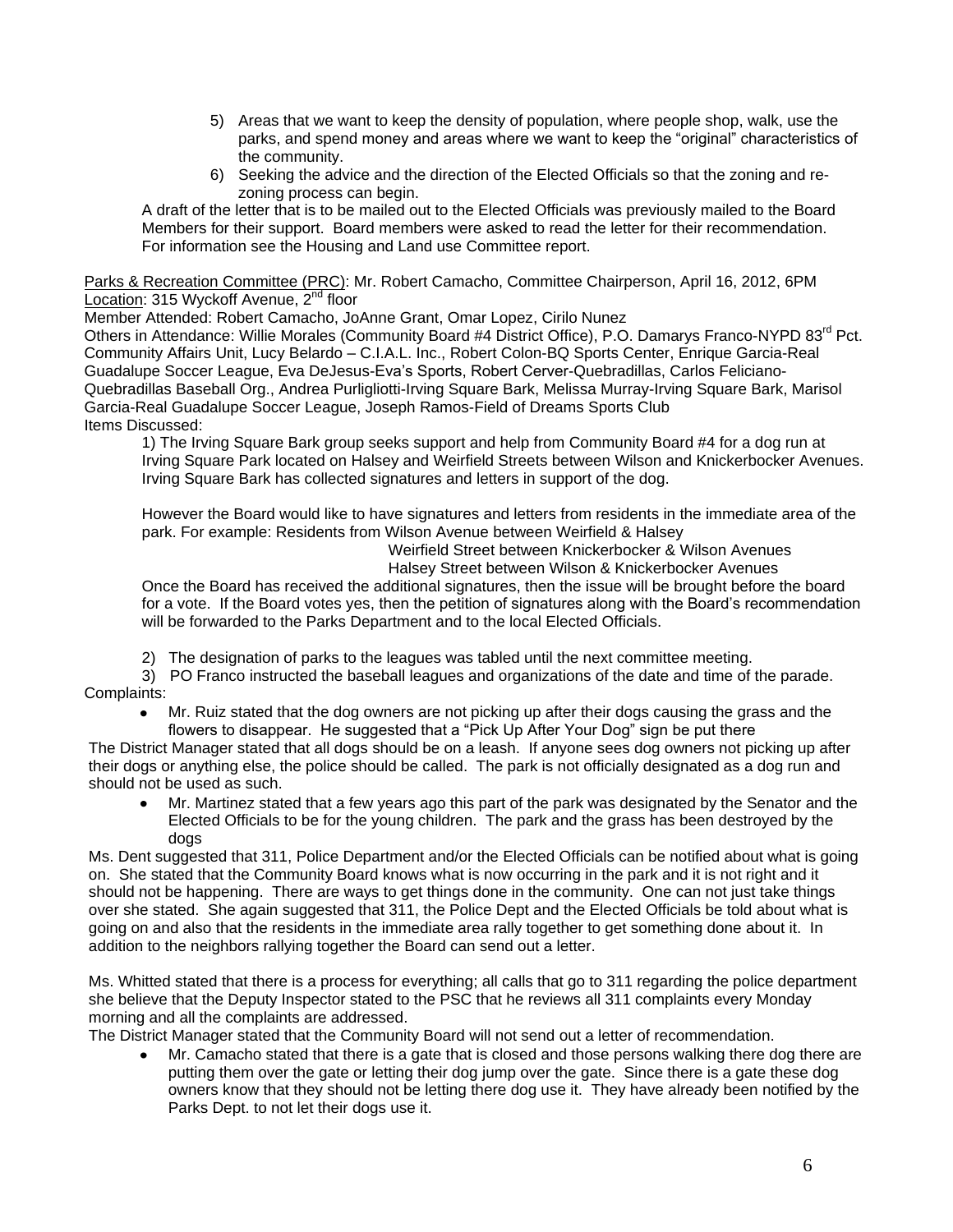5) Areas that we want to keep the density of population, where people shop, walk, use the parks, and spend money and areas where we want to keep the "original" characteristics of the community.
6) Seeking the advice and the direction of the Elected Officials so that the zoning and re-zoning process can begin.

A draft of the letter that is to be mailed out to the Elected Officials was previously mailed to the Board Members for their support. Board members were asked to read the letter for their recommendation. For information see the Housing and Land use Committee report.

<u>Parks & Recreation Committee (PRC)</u>: Mr. Robert Camacho, Committee Chairperson, April 16, 2012, 6PM
<u>Location</u>: 315 Wyckoff Avenue, 2nd floor
Member Attended: Robert Camacho, JoAnne Grant, Omar Lopez, Cirilo Nunez
Others in Attendance: Willie Morales (Community Board #4 District Office), P.O. Damarys Franco-NYPD 83rd Pct. Community Affairs Unit, Lucy Belardo – C.I.A.L. Inc., Robert Colon-BQ Sports Center, Enrique Garcia-Real Guadalupe Soccer League, Eva DeJesus-Eva's Sports, Robert Cerver-Quebradillas, Carlos Feliciano-Quebradillas Baseball Org., Andrea Purligliotti-Irving Square Bark, Melissa Murray-Irving Square Bark, Marisol Garcia-Real Guadalupe Soccer League, Joseph Ramos-Field of Dreams Sports Club
Items Discussed:

1) The Irving Square Bark group seeks support and help from Community Board #4 for a dog run at Irving Square Park located on Halsey and Weirfield Streets between Wilson and Knickerbocker Avenues. Irving Square Bark has collected signatures and letters in support of the dog.

However the Board would like to have signatures and letters from residents in the immediate area of the park. For example: Residents from Wilson Avenue between Weirfield & Halsey
Weirfield Street between Knickerbocker & Wilson Avenues
Halsey Street between Wilson & Knickerbocker Avenues
Once the Board has received the additional signatures, then the issue will be brought before the board for a vote. If the Board votes yes, then the petition of signatures along with the Board's recommendation will be forwarded to the Parks Department and to the local Elected Officials.

2) The designation of parks to the leagues was tabled until the next committee meeting.
3) PO Franco instructed the baseball leagues and organizations of the date and time of the parade.

Complaints:

- Mr. Ruiz stated that the dog owners are not picking up after their dogs causing the grass and the flowers to disappear. He suggested that a "Pick Up After Your Dog" sign be put there

The District Manager stated that all dogs should be on a leash. If anyone sees dog owners not picking up after their dogs or anything else, the police should be called. The park is not officially designated as a dog run and should not be used as such.

- Mr. Martinez stated that a few years ago this part of the park was designated by the Senator and the Elected Officials to be for the young children. The park and the grass has been destroyed by the dogs

Ms. Dent suggested that 311, Police Department and/or the Elected Officials can be notified about what is going on. She stated that the Community Board knows what is now occurring in the park and it is not right and it should not be happening. There are ways to get things done in the community. One can not just take things over she stated. She again suggested that 311, the Police Dept and the Elected Officials be told about what is going on and also that the residents in the immediate area rally together to get something done about it. In addition to the neighbors rallying together the Board can send out a letter.

Ms. Whitted stated that there is a process for everything; all calls that go to 311 regarding the police department she believe that the Deputy Inspector stated to the PSC that he reviews all 311 complaints every Monday morning and all the complaints are addressed.
The District Manager stated that the Community Board will not send out a letter of recommendation.

- Mr. Camacho stated that there is a gate that is closed and those persons walking there dog there are putting them over the gate or letting their dog jump over the gate. Since there is a gate these dog owners know that they should not be letting there dog use it. They have already been notified by the Parks Dept. to not let their dogs use it.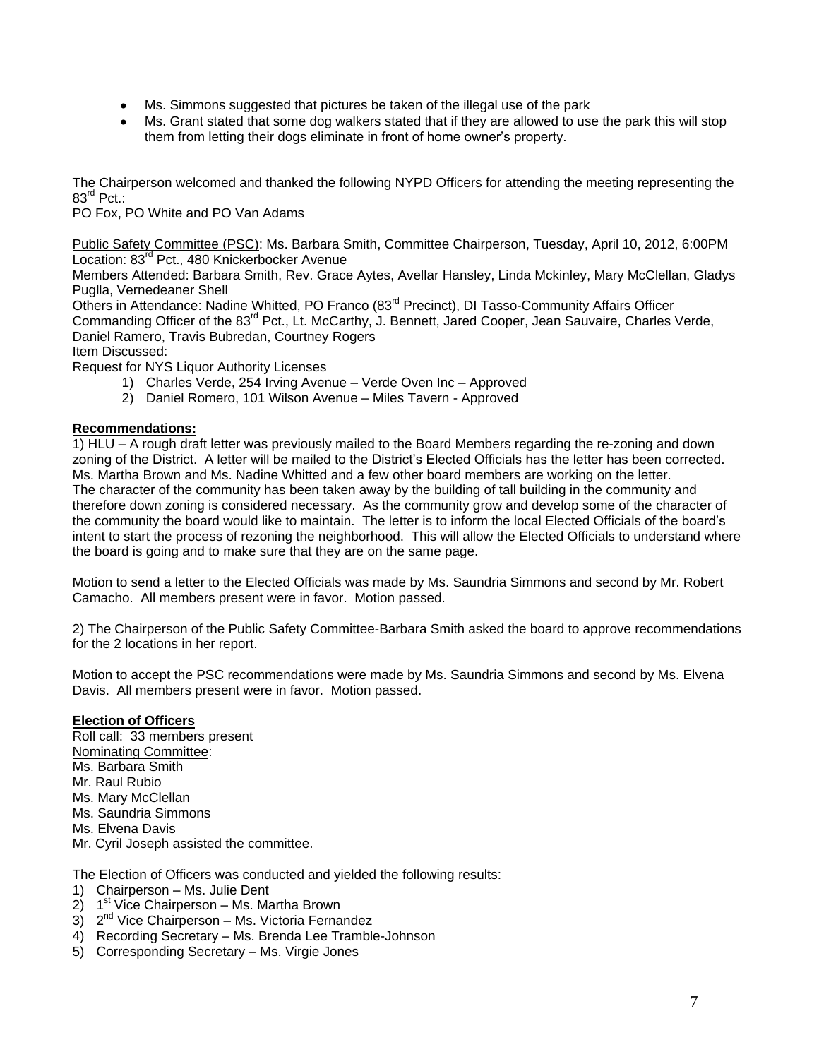- Ms. Simmons suggested that pictures be taken of the illegal use of the park
- Ms. Grant stated that some dog walkers stated that if they are allowed to use the park this will stop them from letting their dogs eliminate in front of home owner's property.

The Chairperson welcomed and thanked the following NYPD Officers for attending the meeting representing the 83rd Pct.:
PO Fox, PO White and PO Van Adams

Public Safety Committee (PSC): Ms. Barbara Smith, Committee Chairperson, Tuesday, April 10, 2012, 6:00PM
Location: 83rd Pct., 480 Knickerbocker Avenue
Members Attended: Barbara Smith, Rev. Grace Aytes, Avellar Hansley, Linda Mckinley, Mary McClellan, Gladys Puglla, Vernedeaner Shell
Others in Attendance: Nadine Whitted, PO Franco (83rd Precinct), DI Tasso-Community Affairs Officer Commanding Officer of the 83rd Pct., Lt. McCarthy, J. Bennett, Jared Cooper, Jean Sauvaire, Charles Verde, Daniel Ramero, Travis Bubredan, Courtney Rogers
Item Discussed:
Request for NYS Liquor Authority Licenses

1) Charles Verde, 254 Irving Avenue – Verde Oven Inc – Approved
2) Daniel Romero, 101 Wilson Avenue – Miles Tavern - Approved

**Recommendations:**

1) HLU – A rough draft letter was previously mailed to the Board Members regarding the re-zoning and down zoning of the District. A letter will be mailed to the District's Elected Officials has the letter has been corrected. Ms. Martha Brown and Ms. Nadine Whitted and a few other board members are working on the letter. The character of the community has been taken away by the building of tall building in the community and therefore down zoning is considered necessary. As the community grow and develop some of the character of the community the board would like to maintain. The letter is to inform the local Elected Officials of the board's intent to start the process of rezoning the neighborhood. This will allow the Elected Officials to understand where the board is going and to make sure that they are on the same page.

Motion to send a letter to the Elected Officials was made by Ms. Saundria Simmons and second by Mr. Robert Camacho. All members present were in favor. Motion passed.

2) The Chairperson of the Public Safety Committee-Barbara Smith asked the board to approve recommendations for the 2 locations in her report.

Motion to accept the PSC recommendations were made by Ms. Saundria Simmons and second by Ms. Elvena Davis. All members present were in favor. Motion passed.

**Election of Officers**

Roll call: 33 members present
Nominating Committee:
Ms. Barbara Smith
Mr. Raul Rubio
Ms. Mary McClellan
Ms. Saundria Simmons
Ms. Elvena Davis
Mr. Cyril Joseph assisted the committee.

The Election of Officers was conducted and yielded the following results:

1) Chairperson – Ms. Julie Dent
2) 1st Vice Chairperson – Ms. Martha Brown
3) 2nd Vice Chairperson – Ms. Victoria Fernandez
4) Recording Secretary – Ms. Brenda Lee Tramble-Johnson
5) Corresponding Secretary – Ms. Virgie Jones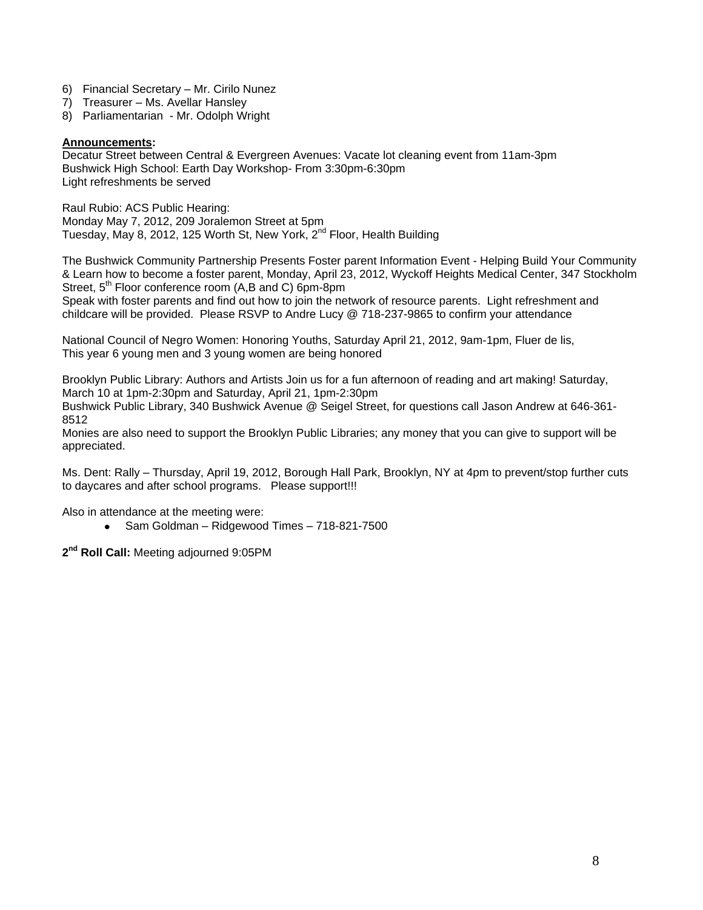6) Financial Secretary – Mr. Cirilo Nunez
7) Treasurer – Ms. Avellar Hansley
8) Parliamentarian - Mr. Odolph Wright

**Announcements:**
Decatur Street between Central & Evergreen Avenues: Vacate lot cleaning event from 11am-3pm
Bushwick High School: Earth Day Workshop- From 3:30pm-6:30pm
Light refreshments be served

Raul Rubio: ACS Public Hearing:
Monday May 7, 2012, 209 Joralemon Street at 5pm
Tuesday, May 8, 2012, 125 Worth St, New York, 2nd Floor, Health Building

The Bushwick Community Partnership Presents Foster parent Information Event - Helping Build Your Community & Learn how to become a foster parent, Monday, April 23, 2012, Wyckoff Heights Medical Center, 347 Stockholm Street, 5th Floor conference room (A,B and C) 6pm-8pm
Speak with foster parents and find out how to join the network of resource parents. Light refreshment and childcare will be provided. Please RSVP to Andre Lucy @ 718-237-9865 to confirm your attendance

National Council of Negro Women: Honoring Youths, Saturday April 21, 2012, 9am-1pm, Fluer de lis,
This year 6 young men and 3 young women are being honored

Brooklyn Public Library: Authors and Artists Join us for a fun afternoon of reading and art making! Saturday, March 10 at 1pm-2:30pm and Saturday, April 21, 1pm-2:30pm
Bushwick Public Library, 340 Bushwick Avenue @ Seigel Street, for questions call Jason Andrew at 646-361-8512
Monies are also need to support the Brooklyn Public Libraries; any money that you can give to support will be appreciated.

Ms. Dent: Rally – Thursday, April 19, 2012, Borough Hall Park, Brooklyn, NY at 4pm to prevent/stop further cuts to daycares and after school programs. Please support!!!

Also in attendance at the meeting were:

- Sam Goldman – Ridgewood Times – 718-821-7500

**2nd Roll Call:** Meeting adjourned 9:05PM